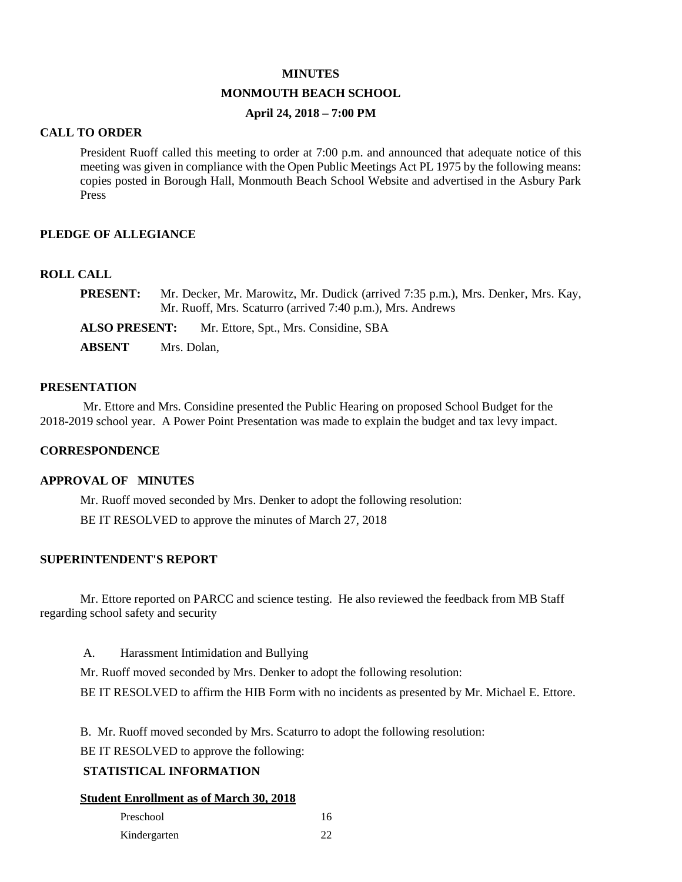# MINUTES

## MONMOUTH BEACH SCHOOL

### April 24, 2018 – 7:00 PM

**CALL TO ORDER**

President Ruoff called this meeting to order at 7:00 p.m. and announced that adequate notice of this meeting was given in compliance with the Open Public Meetings Act PL 1975 by the following means: copies posted in Borough Hall, Monmouth Beach School Website and advertised in the Asbury Park Press

**PLEDGE OF ALLEGIANCE**

**ROLL CALL**

**PRESENT:** Mr. Decker, Mr. Marowitz, Mr. Dudick (arrived 7:35 p.m.), Mrs. Denker, Mrs. Kay, Mr. Ruoff, Mrs. Scaturro (arrived 7:40 p.m.), Mrs. Andrews

**ALSO PRESENT:** Mr. Ettore, Spt., Mrs. Considine, SBA

**ABSENT** Mrs. Dolan,

**PRESENTATION**

Mr. Ettore and Mrs. Considine presented the Public Hearing on proposed School Budget for the 2018-2019 school year. A Power Point Presentation was made to explain the budget and tax levy impact.

**CORRESPONDENCE**

**APPROVAL OF MINUTES**

Mr. Ruoff moved seconded by Mrs. Denker to adopt the following resolution:

BE IT RESOLVED to approve the minutes of March 27, 2018

**SUPERINTENDENT'S REPORT**

Mr. Ettore reported on PARCC and science testing. He also reviewed the feedback from MB Staff regarding school safety and security

A. Harassment Intimidation and Bullying

Mr. Ruoff moved seconded by Mrs. Denker to adopt the following resolution:

BE IT RESOLVED to affirm the HIB Form with no incidents as presented by Mr. Michael E. Ettore.

B. Mr. Ruoff moved seconded by Mrs. Scaturro to adopt the following resolution:

BE IT RESOLVED to approve the following:

**STATISTICAL INFORMATION**

**Student Enrollment as of March 30, 2018**

| | |
|---|---|
| Preschool | 16 |
| Kindergarten | 22 |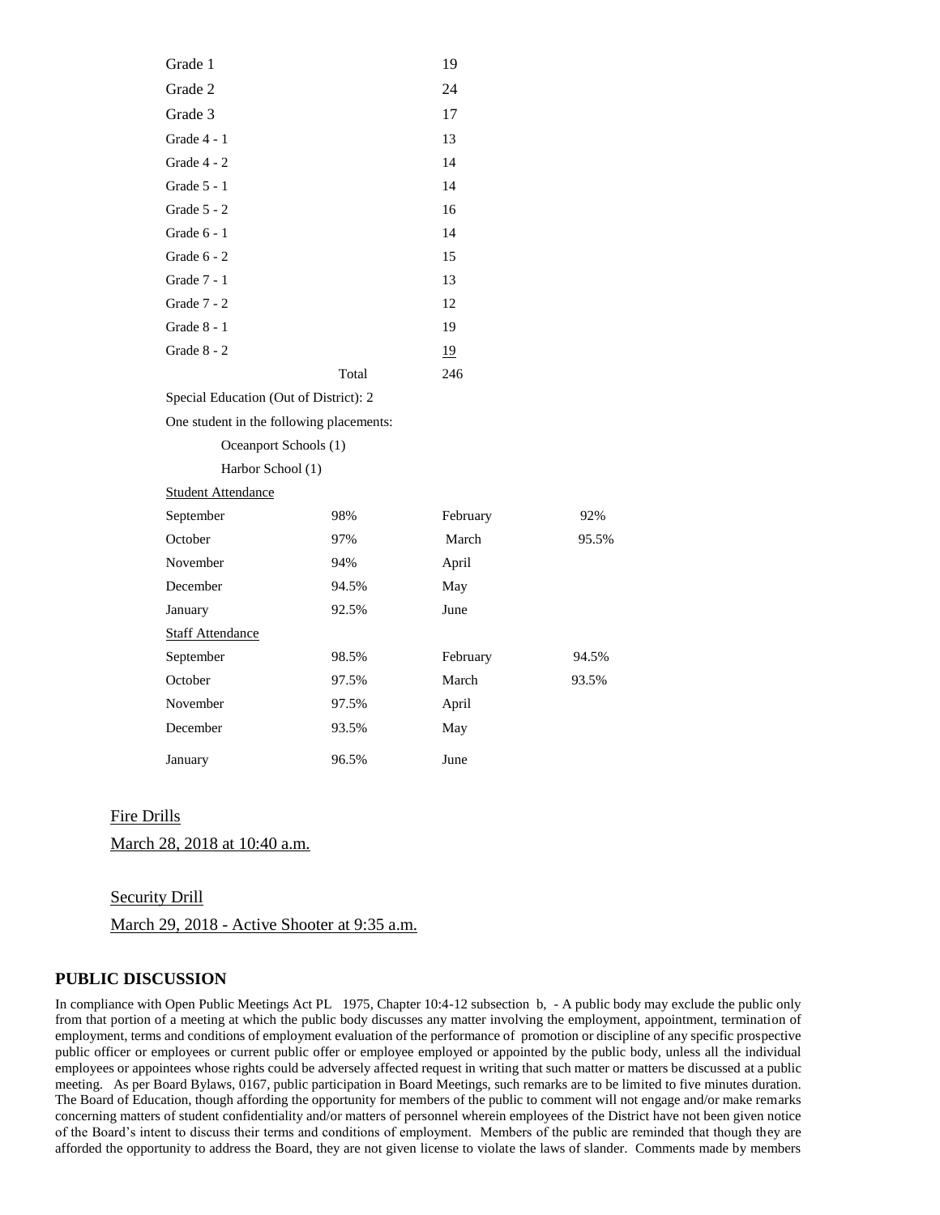| Grade | | Count |
|---|---|---|
| Grade 1 | | 19 |
| Grade 2 | | 24 |
| Grade 3 | | 17 |
| Grade 4 - 1 | | 13 |
| Grade 4 - 2 | | 14 |
| Grade 5 - 1 | | 14 |
| Grade 5 - 2 | | 16 |
| Grade 6 - 1 | | 14 |
| Grade 6 - 2 | | 15 |
| Grade 7 - 1 | | 13 |
| Grade 7 - 2 | | 12 |
| Grade 8 - 1 | | 19 |
| Grade 8 - 2 | | 19 |
| | Total | 246 |

Special Education (Out of District): 2

One student in the following placements:

Oceanport Schools (1)

Harbor School (1)

Student Attendance

| | | | |
|---|---|---|---|
| September | 98% | February | 92% |
| October | 97% | March | 95.5% |
| November | 94% | April | |
| December | 94.5% | May | |
| January | 92.5% | June | |

Staff Attendance

| | | | |
|---|---|---|---|
| September | 98.5% | February | 94.5% |
| October | 97.5% | March | 93.5% |
| November | 97.5% | April | |
| December | 93.5% | May | |
| January | 96.5% | June | |

Fire Drills

March 28, 2018 at 10:40 a.m.

Security Drill

March 29, 2018 - Active Shooter at 9:35 a.m.

## PUBLIC DISCUSSION

In compliance with Open Public Meetings Act PL 1975, Chapter 10:4-12 subsection b, - A public body may exclude the public only from that portion of a meeting at which the public body discusses any matter involving the employment, appointment, termination of employment, terms and conditions of employment evaluation of the performance of promotion or discipline of any specific prospective public officer or employees or current public offer or employee employed or appointed by the public body, unless all the individual employees or appointees whose rights could be adversely affected request in writing that such matter or matters be discussed at a public meeting. As per Board Bylaws, 0167, public participation in Board Meetings, such remarks are to be limited to five minutes duration. The Board of Education, though affording the opportunity for members of the public to comment will not engage and/or make remarks concerning matters of student confidentiality and/or matters of personnel wherein employees of the District have not been given notice of the Board's intent to discuss their terms and conditions of employment. Members of the public are reminded that though they are afforded the opportunity to address the Board, they are not given license to violate the laws of slander. Comments made by members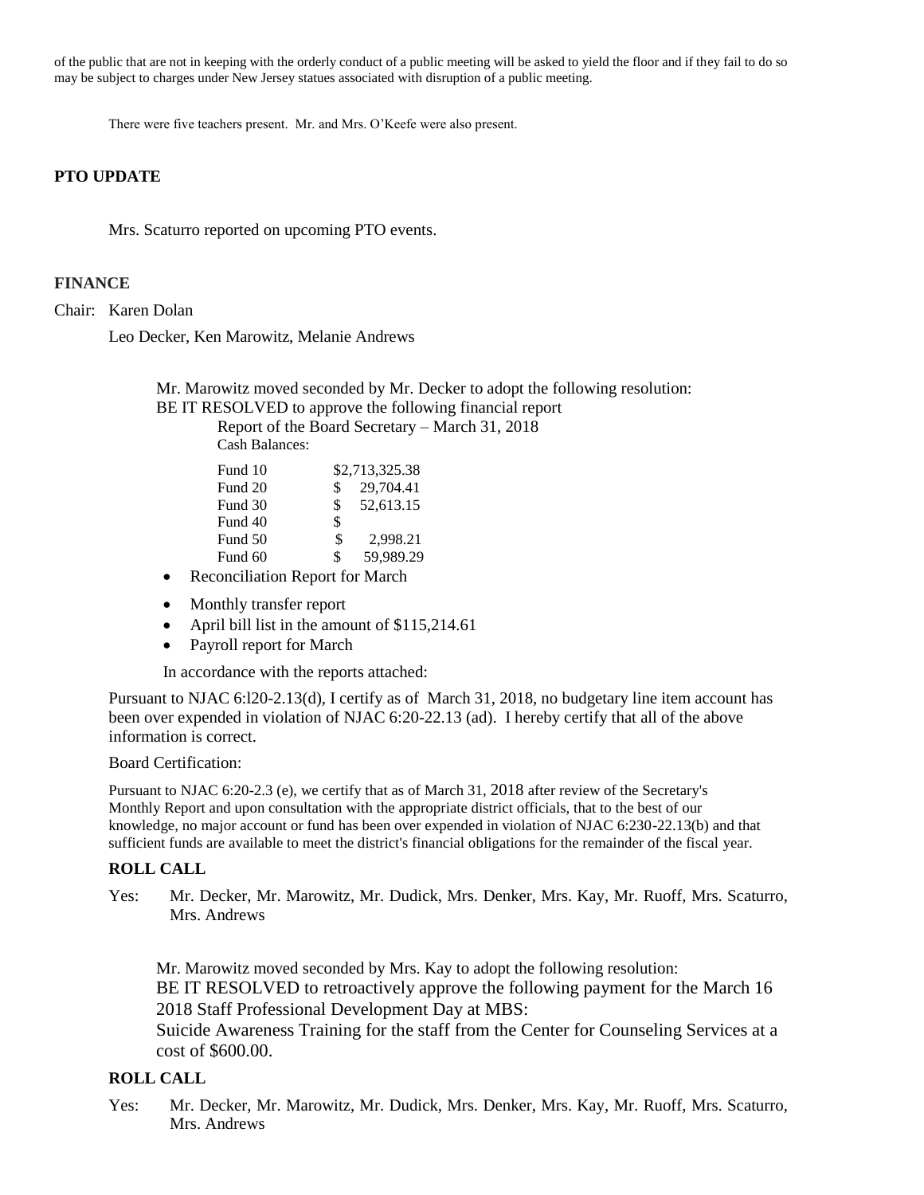of the public that are not in keeping with the orderly conduct of a public meeting will be asked to yield the floor and if they fail to do so may be subject to charges under New Jersey statues associated with disruption of a public meeting.

There were five teachers present. Mr. and Mrs. O'Keefe were also present.

## PTO UPDATE

Mrs. Scaturro reported on upcoming PTO events.

## FINANCE

Chair: Karen Dolan

Leo Decker, Ken Marowitz, Melanie Andrews

Mr. Marowitz moved seconded by Mr. Decker to adopt the following resolution:
BE IT RESOLVED to approve the following financial report

Report of the Board Secretary – March 31, 2018

Cash Balances:

| | |
|---|---|
| Fund 10 | $2,713,325.38 |
| Fund 20 | $ 29,704.41 |
| Fund 30 | $ 52,613.15 |
| Fund 40 | $ |
| Fund 50 | $ 2,998.21 |
| Fund 60 | $ 59,989.29 |

- Reconciliation Report for March
- Monthly transfer report
- April bill list in the amount of $115,214.61
- Payroll report for March

In accordance with the reports attached:

Pursuant to NJAC 6:l20-2.13(d), I certify as of March 31, 2018, no budgetary line item account has been over expended in violation of NJAC 6:20-22.13 (ad). I hereby certify that all of the above information is correct.

Board Certification:

Pursuant to NJAC 6:20-2.3 (e), we certify that as of March 31, 2018 after review of the Secretary's Monthly Report and upon consultation with the appropriate district officials, that to the best of our knowledge, no major account or fund has been over expended in violation of NJAC 6:230-22.13(b) and that sufficient funds are available to meet the district's financial obligations for the remainder of the fiscal year.

**ROLL CALL**

Yes: Mr. Decker, Mr. Marowitz, Mr. Dudick, Mrs. Denker, Mrs. Kay, Mr. Ruoff, Mrs. Scaturro, Mrs. Andrews

Mr. Marowitz moved seconded by Mrs. Kay to adopt the following resolution:
BE IT RESOLVED to retroactively approve the following payment for the March 16 2018 Staff Professional Development Day at MBS:
Suicide Awareness Training for the staff from the Center for Counseling Services at a cost of $600.00.

**ROLL CALL**

Yes: Mr. Decker, Mr. Marowitz, Mr. Dudick, Mrs. Denker, Mrs. Kay, Mr. Ruoff, Mrs. Scaturro, Mrs. Andrews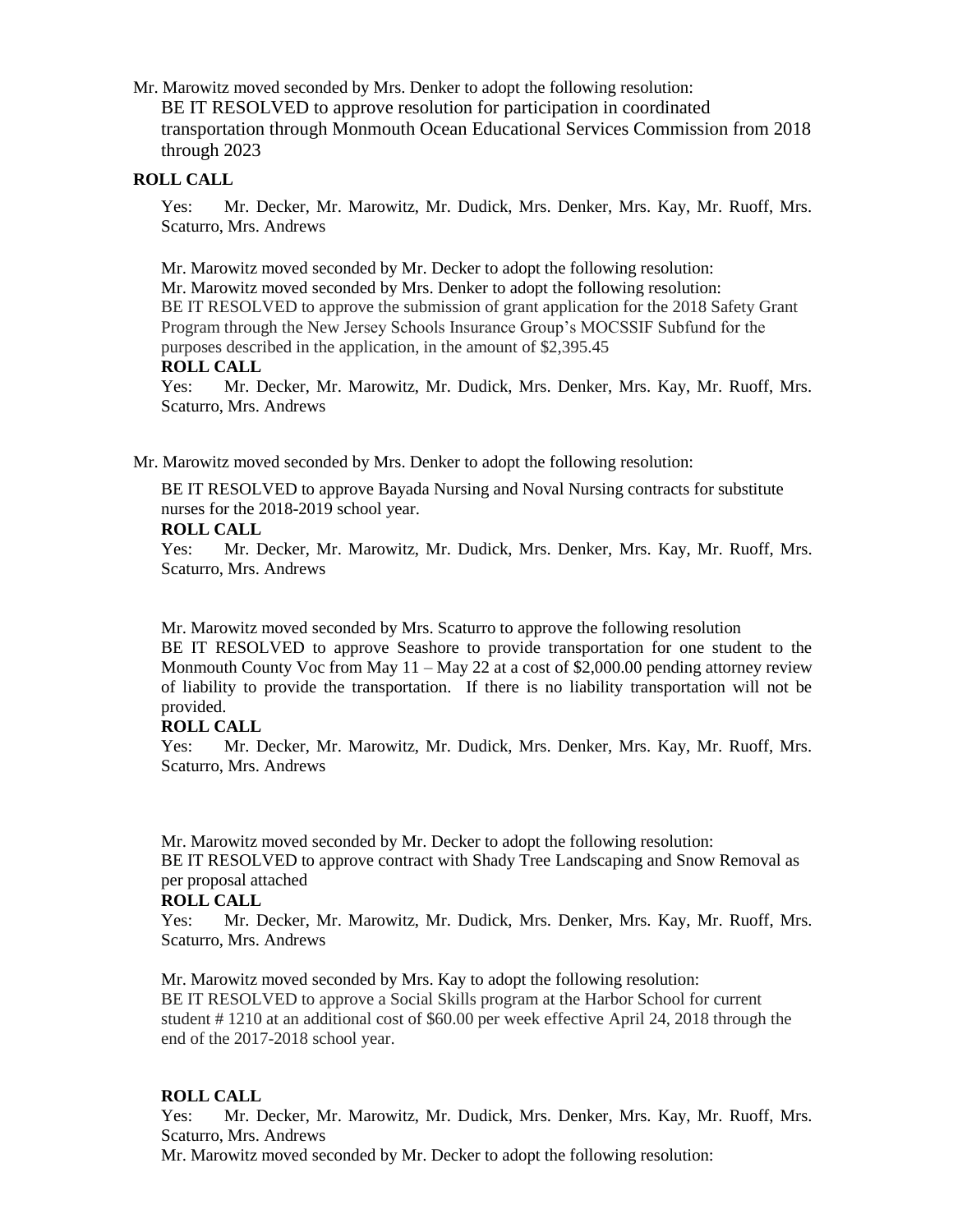Mr. Marowitz moved seconded by Mrs. Denker to adopt the following resolution:

BE IT RESOLVED to approve resolution for participation in coordinated transportation through Monmouth Ocean Educational Services Commission from 2018 through 2023

**ROLL CALL**

Yes: Mr. Decker, Mr. Marowitz, Mr. Dudick, Mrs. Denker, Mrs. Kay, Mr. Ruoff, Mrs. Scaturro, Mrs. Andrews

Mr. Marowitz moved seconded by Mr. Decker to adopt the following resolution:

Mr. Marowitz moved seconded by Mrs. Denker to adopt the following resolution:

BE IT RESOLVED to approve the submission of grant application for the 2018 Safety Grant Program through the New Jersey Schools Insurance Group's MOCSSIF Subfund for the purposes described in the application, in the amount of $2,395.45

**ROLL CALL**

Yes: Mr. Decker, Mr. Marowitz, Mr. Dudick, Mrs. Denker, Mrs. Kay, Mr. Ruoff, Mrs. Scaturro, Mrs. Andrews

Mr. Marowitz moved seconded by Mrs. Denker to adopt the following resolution:

BE IT RESOLVED to approve Bayada Nursing and Noval Nursing contracts for substitute nurses for the 2018-2019 school year.

**ROLL CALL**

Yes: Mr. Decker, Mr. Marowitz, Mr. Dudick, Mrs. Denker, Mrs. Kay, Mr. Ruoff, Mrs. Scaturro, Mrs. Andrews

Mr. Marowitz moved seconded by Mrs. Scaturro to approve the following resolution

BE IT RESOLVED to approve Seashore to provide transportation for one student to the Monmouth County Voc from May 11 – May 22 at a cost of $2,000.00 pending attorney review of liability to provide the transportation. If there is no liability transportation will not be provided.

**ROLL CALL**

Yes: Mr. Decker, Mr. Marowitz, Mr. Dudick, Mrs. Denker, Mrs. Kay, Mr. Ruoff, Mrs. Scaturro, Mrs. Andrews

Mr. Marowitz moved seconded by Mr. Decker to adopt the following resolution:

BE IT RESOLVED to approve contract with Shady Tree Landscaping and Snow Removal as per proposal attached

**ROLL CALL**

Yes: Mr. Decker, Mr. Marowitz, Mr. Dudick, Mrs. Denker, Mrs. Kay, Mr. Ruoff, Mrs. Scaturro, Mrs. Andrews

Mr. Marowitz moved seconded by Mrs. Kay to adopt the following resolution:

BE IT RESOLVED to approve a Social Skills program at the Harbor School for current student # 1210 at an additional cost of $60.00 per week effective April 24, 2018 through the end of the 2017-2018 school year.

**ROLL CALL**

Yes: Mr. Decker, Mr. Marowitz, Mr. Dudick, Mrs. Denker, Mrs. Kay, Mr. Ruoff, Mrs. Scaturro, Mrs. Andrews

Mr. Marowitz moved seconded by Mr. Decker to adopt the following resolution: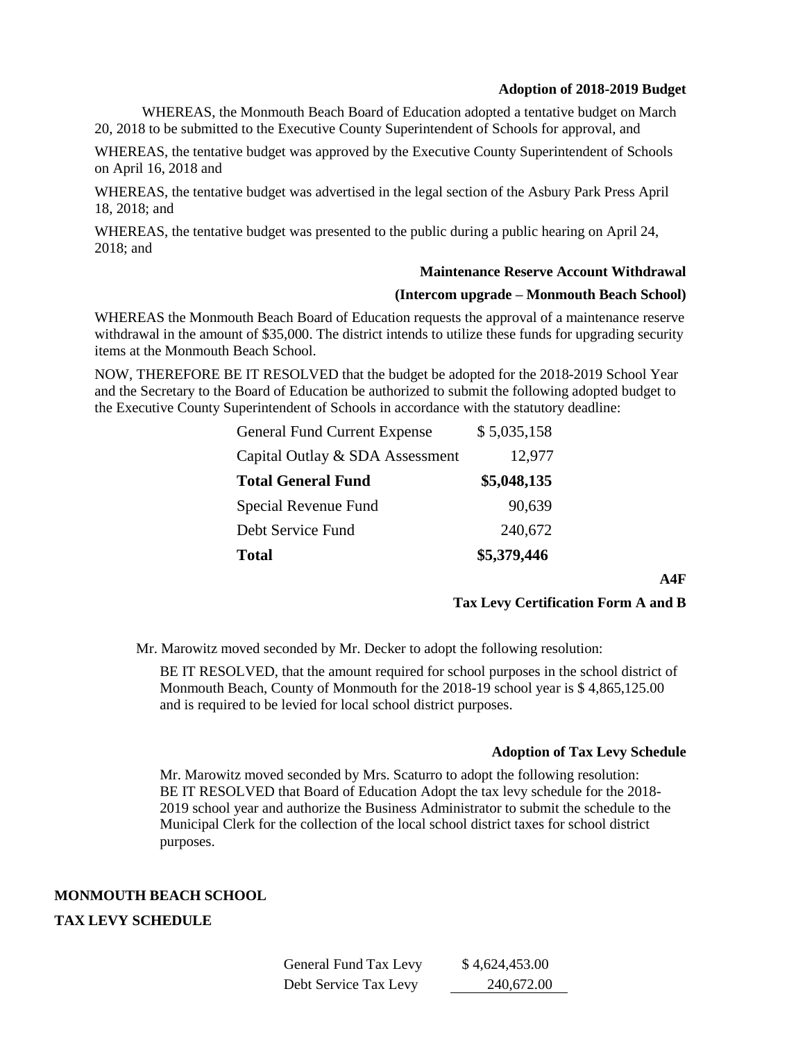**Adoption of 2018-2019 Budget**

WHEREAS, the Monmouth Beach Board of Education adopted a tentative budget on March 20, 2018 to be submitted to the Executive County Superintendent of Schools for approval, and

WHEREAS, the tentative budget was approved by the Executive County Superintendent of Schools on April 16, 2018 and

WHEREAS, the tentative budget was advertised in the legal section of the Asbury Park Press April 18, 2018; and

WHEREAS, the tentative budget was presented to the public during a public hearing on April 24, 2018; and

**Maintenance Reserve Account Withdrawal**

**(Intercom upgrade – Monmouth Beach School)**

WHEREAS the Monmouth Beach Board of Education requests the approval of a maintenance reserve withdrawal in the amount of $35,000. The district intends to utilize these funds for upgrading security items at the Monmouth Beach School.

NOW, THEREFORE BE IT RESOLVED that the budget be adopted for the 2018-2019 School Year and the Secretary to the Board of Education be authorized to submit the following adopted budget to the Executive County Superintendent of Schools in accordance with the statutory deadline:

| | |
|---|---|
| General Fund Current Expense | $ 5,035,158 |
| Capital Outlay & SDA Assessment | 12,977 |
| **Total General Fund** | **$5,048,135** |
| Special Revenue Fund | 90,639 |
| Debt Service Fund | 240,672 |
| **Total** | **$5,379,446** |

**A4F**

**Tax Levy Certification Form A and B**

Mr. Marowitz moved seconded by Mr. Decker to adopt the following resolution:

BE IT RESOLVED, that the amount required for school purposes in the school district of Monmouth Beach, County of Monmouth for the 2018-19 school year is $ 4,865,125.00 and is required to be levied for local school district purposes.

**Adoption of Tax Levy Schedule**

Mr. Marowitz moved seconded by Mrs. Scaturro to adopt the following resolution:
BE IT RESOLVED that Board of Education Adopt the tax levy schedule for the 2018-2019 school year and authorize the Business Administrator to submit the schedule to the Municipal Clerk for the collection of the local school district taxes for school district purposes.

**MONMOUTH BEACH SCHOOL**

**TAX LEVY SCHEDULE**

| | |
|---|---|
| General Fund Tax Levy | $ 4,624,453.00 |
| Debt Service Tax Levy | 240,672.00 |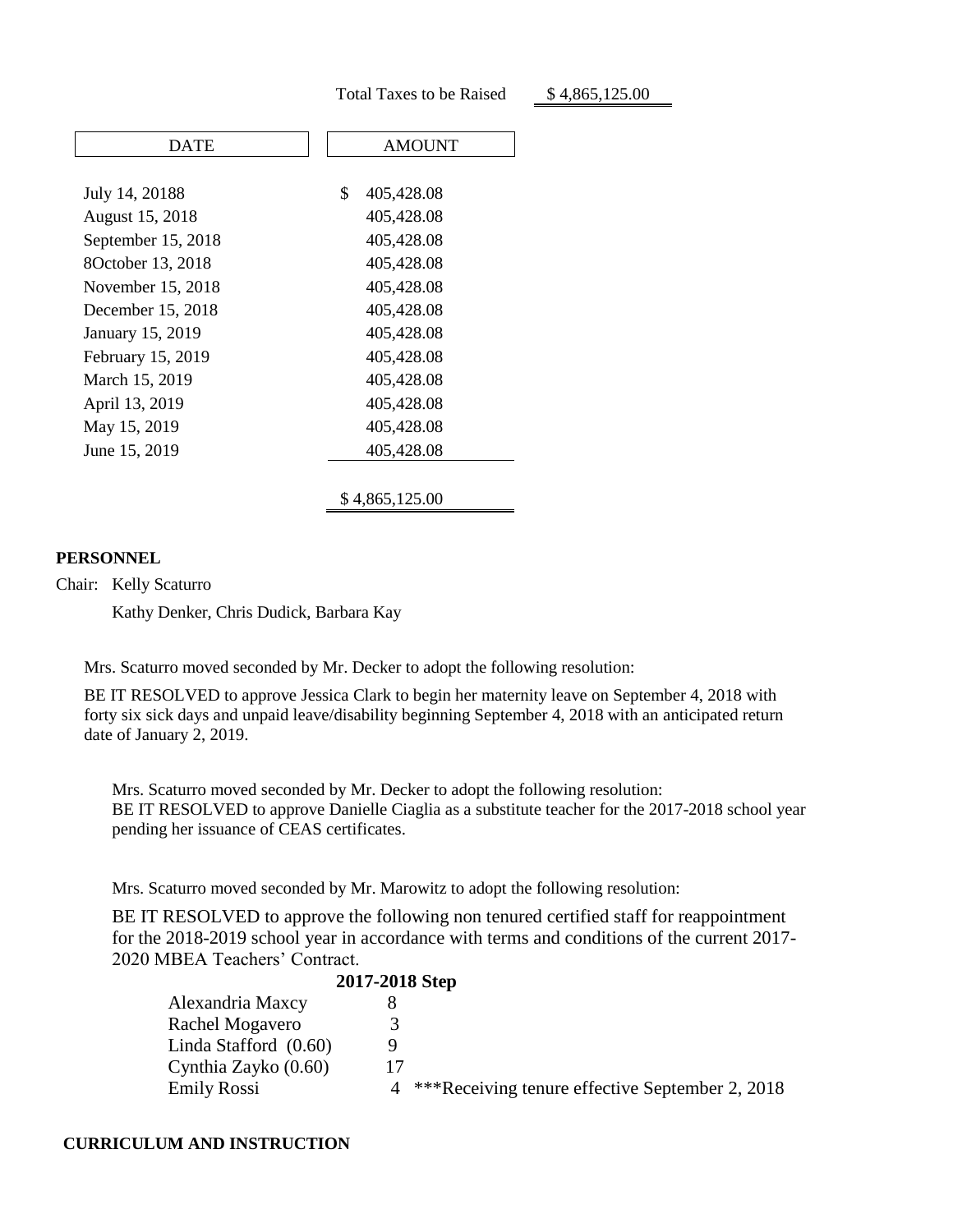Total Taxes to be Raised $ 4,865,125.00

| DATE | AMOUNT |
|---|---|
| July 14, 20188 | $ 405,428.08 |
| August 15, 2018 | 405,428.08 |
| September 15, 2018 | 405,428.08 |
| 8October 13, 2018 | 405,428.08 |
| November 15, 2018 | 405,428.08 |
| December 15, 2018 | 405,428.08 |
| January 15, 2019 | 405,428.08 |
| February 15, 2019 | 405,428.08 |
| March 15, 2019 | 405,428.08 |
| April 13, 2019 | 405,428.08 |
| May 15, 2019 | 405,428.08 |
| June 15, 2019 | 405,428.08 |
| | $ 4,865,125.00 |

**PERSONNEL**

Chair: Kelly Scaturro

Kathy Denker, Chris Dudick, Barbara Kay

Mrs. Scaturro moved seconded by Mr. Decker to adopt the following resolution:

BE IT RESOLVED to approve Jessica Clark to begin her maternity leave on September 4, 2018 with forty six sick days and unpaid leave/disability beginning September 4, 2018 with an anticipated return date of January 2, 2019.

Mrs. Scaturro moved seconded by Mr. Decker to adopt the following resolution:
BE IT RESOLVED to approve Danielle Ciaglia as a substitute teacher for the 2017-2018 school year pending her issuance of CEAS certificates.

Mrs. Scaturro moved seconded by Mr. Marowitz to adopt the following resolution:

BE IT RESOLVED to approve the following non tenured certified staff for reappointment for the 2018-2019 school year in accordance with terms and conditions of the current 2017-2020 MBEA Teachers' Contract.

| | 2017-2018 Step | |
|---|---|---|
| Alexandria Maxcy | 8 | |
| Rachel Mogavero | 3 | |
| Linda Stafford (0.60) | 9 | |
| Cynthia Zayko (0.60) | 17 | |
| Emily Rossi | 4 | ***Receiving tenure effective September 2, 2018 |

**CURRICULUM AND INSTRUCTION**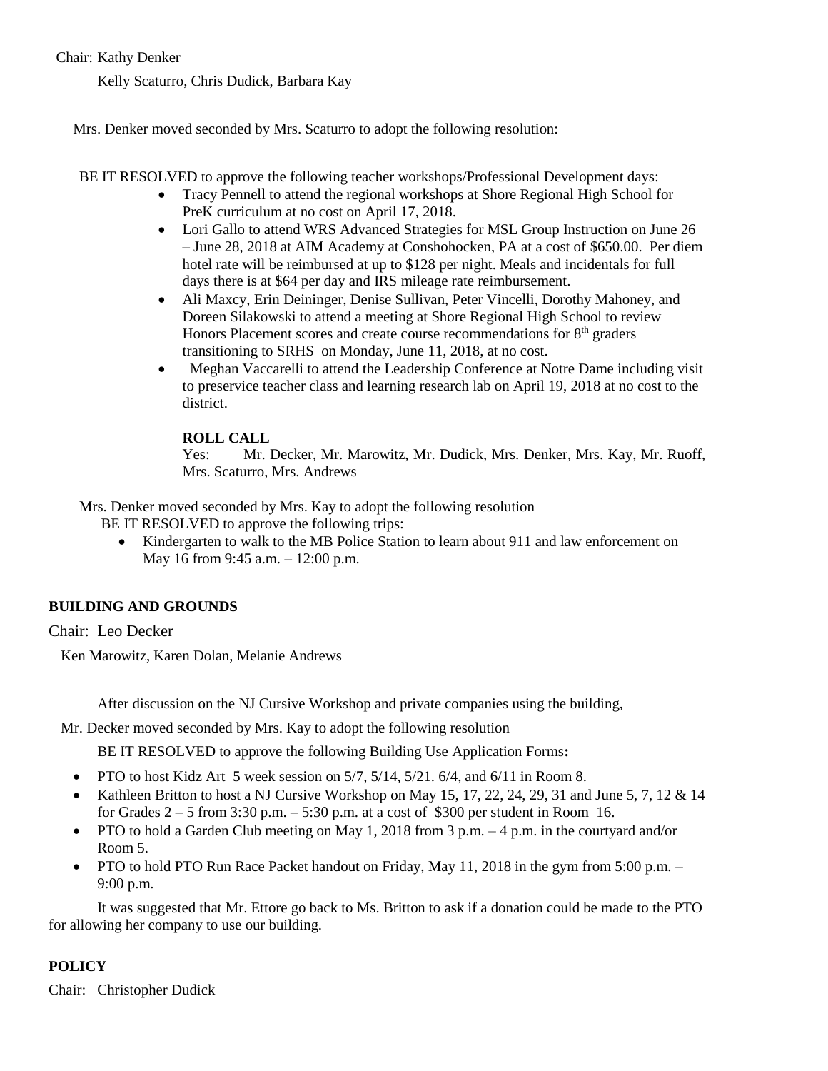Chair: Kathy Denker

Kelly Scaturro, Chris Dudick, Barbara Kay

Mrs. Denker moved seconded by Mrs. Scaturro to adopt the following resolution:

BE IT RESOLVED to approve the following teacher workshops/Professional Development days:

- Tracy Pennell to attend the regional workshops at Shore Regional High School for PreK curriculum at no cost on April 17, 2018.
- Lori Gallo to attend WRS Advanced Strategies for MSL Group Instruction on June 26 – June 28, 2018 at AIM Academy at Conshohocken, PA at a cost of $650.00. Per diem hotel rate will be reimbursed at up to $128 per night. Meals and incidentals for full days there is at $64 per day and IRS mileage rate reimbursement.
- Ali Maxcy, Erin Deininger, Denise Sullivan, Peter Vincelli, Dorothy Mahoney, and Doreen Silakowski to attend a meeting at Shore Regional High School to review Honors Placement scores and create course recommendations for 8th graders transitioning to SRHS on Monday, June 11, 2018, at no cost.
- Meghan Vaccarelli to attend the Leadership Conference at Notre Dame including visit to preservice teacher class and learning research lab on April 19, 2018 at no cost to the district.

**ROLL CALL**
Yes: Mr. Decker, Mr. Marowitz, Mr. Dudick, Mrs. Denker, Mrs. Kay, Mr. Ruoff, Mrs. Scaturro, Mrs. Andrews

Mrs. Denker moved seconded by Mrs. Kay to adopt the following resolution
BE IT RESOLVED to approve the following trips:

- Kindergarten to walk to the MB Police Station to learn about 911 and law enforcement on May 16 from 9:45 a.m. – 12:00 p.m.

**BUILDING AND GROUNDS**

Chair: Leo Decker

Ken Marowitz, Karen Dolan, Melanie Andrews

After discussion on the NJ Cursive Workshop and private companies using the building,

Mr. Decker moved seconded by Mrs. Kay to adopt the following resolution

BE IT RESOLVED to approve the following Building Use Application Forms**:**

- PTO to host Kidz Art 5 week session on 5/7, 5/14, 5/21. 6/4, and 6/11 in Room 8.
- Kathleen Britton to host a NJ Cursive Workshop on May 15, 17, 22, 24, 29, 31 and June 5, 7, 12 & 14 for Grades 2 – 5 from 3:30 p.m. – 5:30 p.m. at a cost of $300 per student in Room 16.
- PTO to hold a Garden Club meeting on May 1, 2018 from 3 p.m. – 4 p.m. in the courtyard and/or Room 5.
- PTO to hold PTO Run Race Packet handout on Friday, May 11, 2018 in the gym from 5:00 p.m. – 9:00 p.m.

It was suggested that Mr. Ettore go back to Ms. Britton to ask if a donation could be made to the PTO for allowing her company to use our building.

**POLICY**

Chair: Christopher Dudick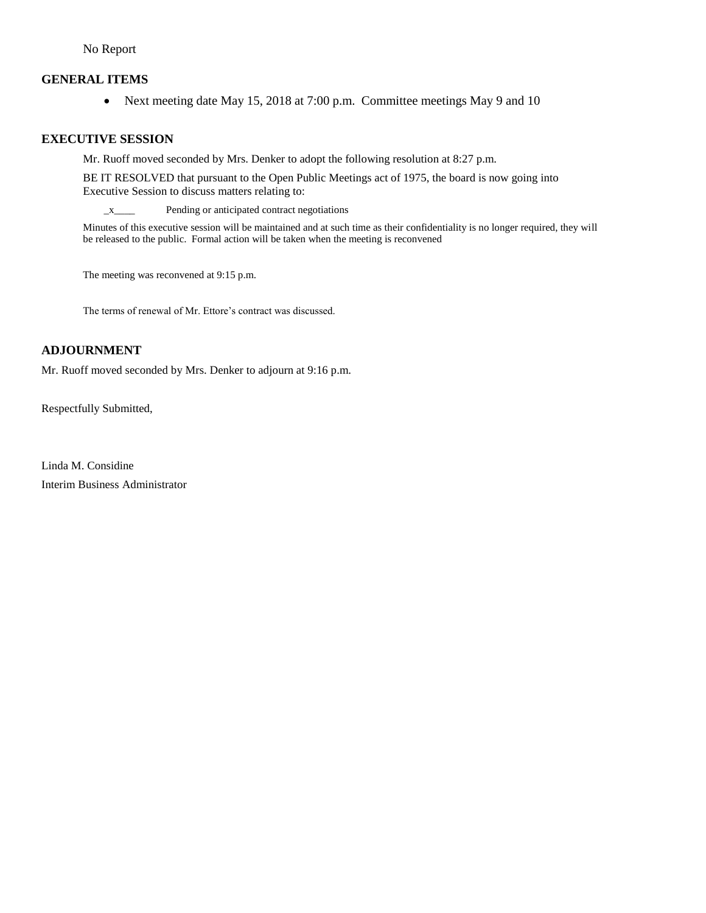No Report

## GENERAL ITEMS

- Next meeting date May 15, 2018 at 7:00 p.m. Committee meetings May 9 and 10

## EXECUTIVE SESSION

Mr. Ruoff moved seconded by Mrs. Denker to adopt the following resolution at 8:27 p.m.

BE IT RESOLVED that pursuant to the Open Public Meetings act of 1975, the board is now going into Executive Session to discuss matters relating to:

_x____ Pending or anticipated contract negotiations

Minutes of this executive session will be maintained and at such time as their confidentiality is no longer required, they will be released to the public. Formal action will be taken when the meeting is reconvened

The meeting was reconvened at 9:15 p.m.

The terms of renewal of Mr. Ettore's contract was discussed.

## ADJOURNMENT

Mr. Ruoff moved seconded by Mrs. Denker to adjourn at 9:16 p.m.

Respectfully Submitted,

Linda M. Considine
Interim Business Administrator